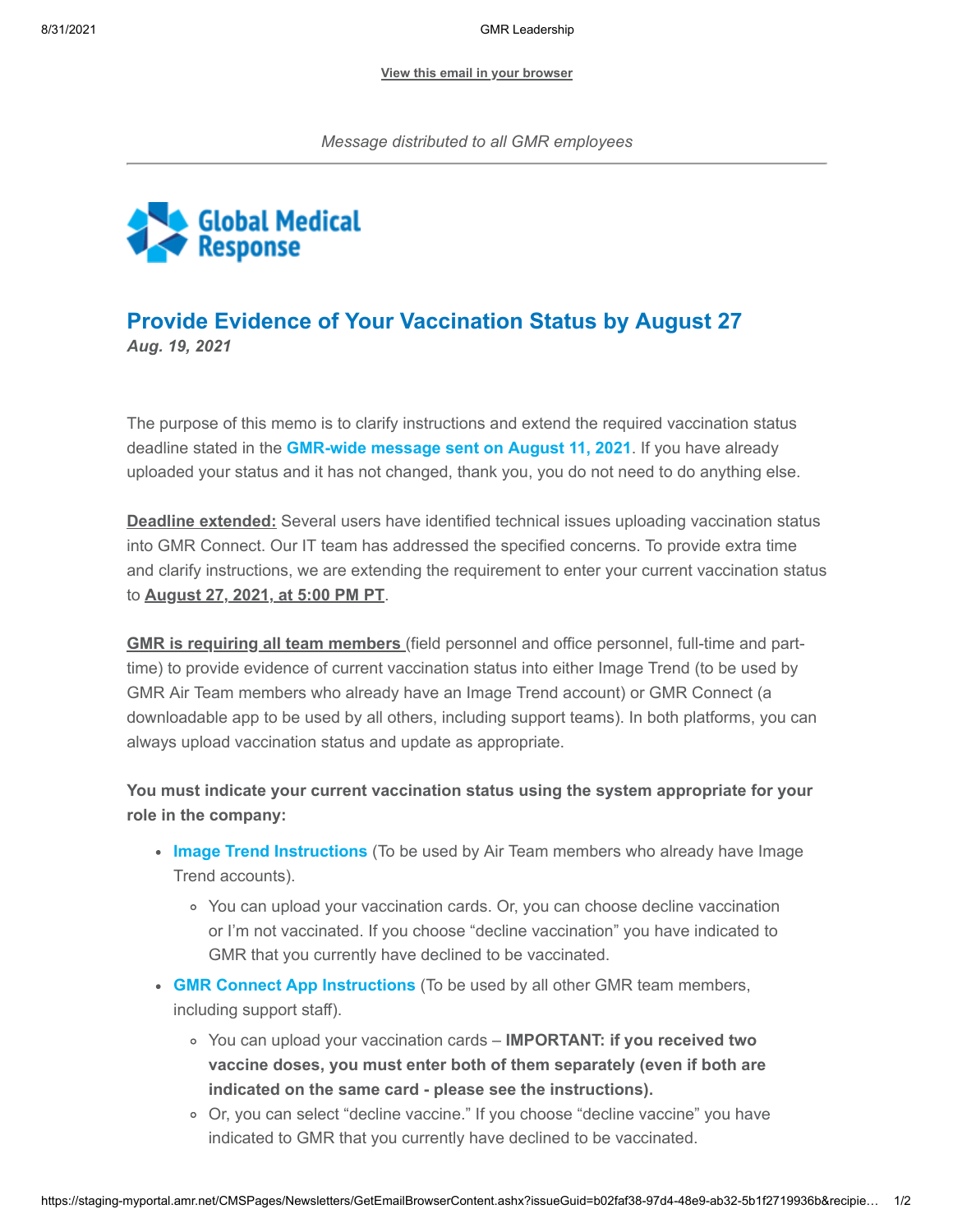View this email in your browser

*Message distributed to all GMR employees*

Global Medical Response

## Provide Evidence of Your Vaccination Status by August 27

***Aug. 19, 2021***

The purpose of this memo is to clarify instructions and extend the required vaccination status deadline stated in the **GMR-wide message sent on August 11, 2021**. If you have already uploaded your status and it has not changed, thank you, you do not need to do anything else.

**Deadline extended:** Several users have identified technical issues uploading vaccination status into GMR Connect. Our IT team has addressed the specified concerns. To provide extra time and clarify instructions, we are extending the requirement to enter your current vaccination status to **August 27, 2021, at 5:00 PM PT**.

**GMR is requiring all team members** (field personnel and office personnel, full-time and part-time) to provide evidence of current vaccination status into either Image Trend (to be used by GMR Air Team members who already have an Image Trend account) or GMR Connect (a downloadable app to be used by all others, including support teams). In both platforms, you can always upload vaccination status and update as appropriate.

**You must indicate your current vaccination status using the system appropriate for your role in the company:**

- **Image Trend Instructions** (To be used by Air Team members who already have Image Trend accounts).
  - You can upload your vaccination cards. Or, you can choose decline vaccination or I'm not vaccinated. If you choose "decline vaccination" you have indicated to GMR that you currently have declined to be vaccinated.
- **GMR Connect App Instructions** (To be used by all other GMR team members, including support staff).
  - You can upload your vaccination cards – **IMPORTANT: if you received two vaccine doses, you must enter both of them separately (even if both are indicated on the same card - please see the instructions).**
  - Or, you can select "decline vaccine." If you choose "decline vaccine" you have indicated to GMR that you currently have declined to be vaccinated.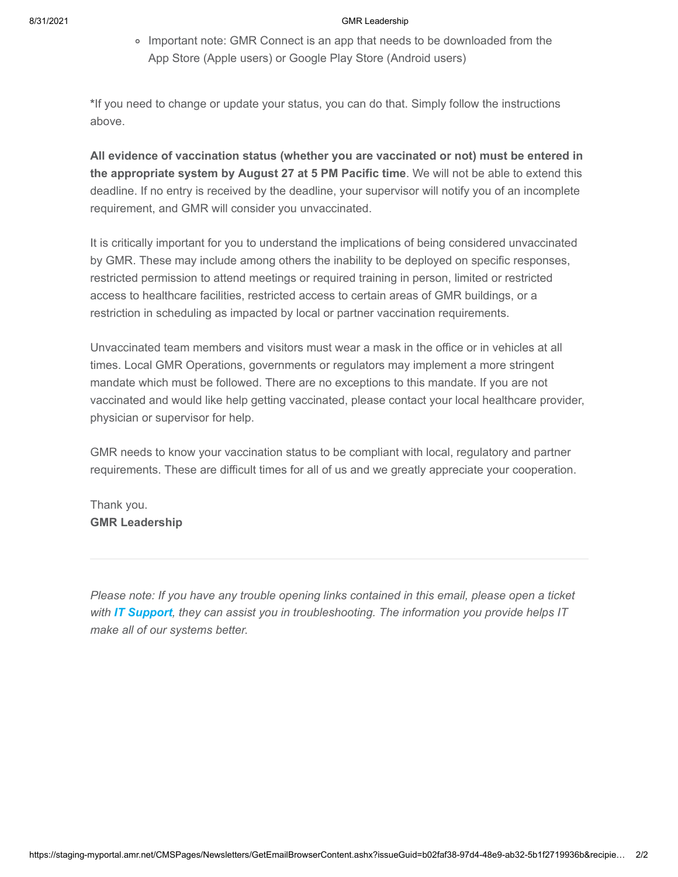- Important note: GMR Connect is an app that needs to be downloaded from the App Store (Apple users) or Google Play Store (Android users)

**\***If you need to change or update your status, you can do that. Simply follow the instructions above.

**All evidence of vaccination status (whether you are vaccinated or not) must be entered in the appropriate system by August 27 at 5 PM Pacific time**. We will not be able to extend this deadline. If no entry is received by the deadline, your supervisor will notify you of an incomplete requirement, and GMR will consider you unvaccinated.

It is critically important for you to understand the implications of being considered unvaccinated by GMR. These may include among others the inability to be deployed on specific responses, restricted permission to attend meetings or required training in person, limited or restricted access to healthcare facilities, restricted access to certain areas of GMR buildings, or a restriction in scheduling as impacted by local or partner vaccination requirements.

Unvaccinated team members and visitors must wear a mask in the office or in vehicles at all times. Local GMR Operations, governments or regulators may implement a more stringent mandate which must be followed. There are no exceptions to this mandate. If you are not vaccinated and would like help getting vaccinated, please contact your local healthcare provider, physician or supervisor for help.

GMR needs to know your vaccination status to be compliant with local, regulatory and partner requirements. These are difficult times for all of us and we greatly appreciate your cooperation.

Thank you.
**GMR Leadership**

---

*Please note: If you have any trouble opening links contained in this email, please open a ticket with **IT Support**, they can assist you in troubleshooting. The information you provide helps IT make all of our systems better.*